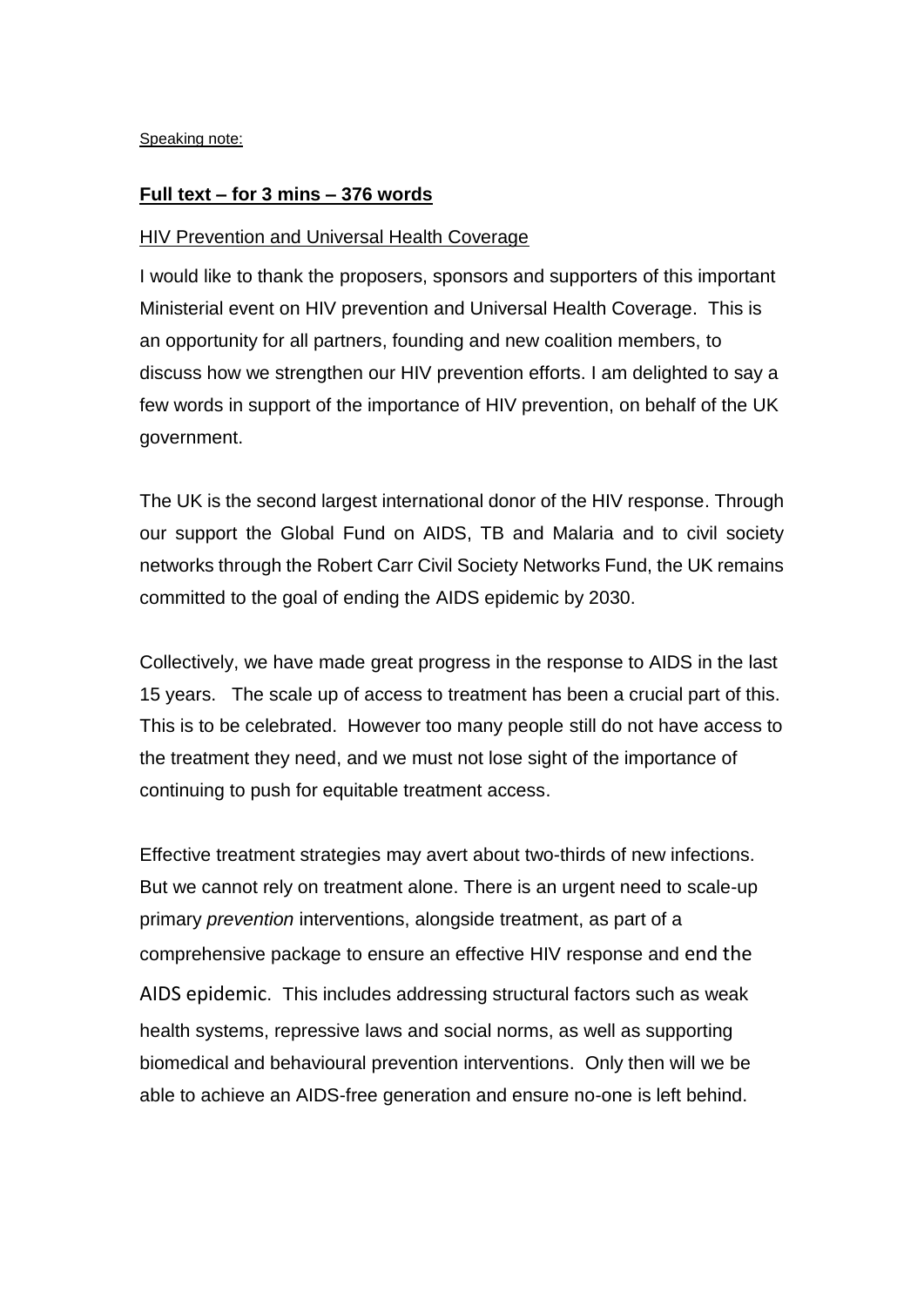<u>Speaking note:</u>

**<u>Full text – for 3 mins – 376 words</u>**

<u>HIV Prevention and Universal Health Coverage</u>

I would like to thank the proposers, sponsors and supporters of this important Ministerial event on HIV prevention and Universal Health Coverage. This is an opportunity for all partners, founding and new coalition members, to discuss how we strengthen our HIV prevention efforts. I am delighted to say a few words in support of the importance of HIV prevention, on behalf of the UK government.

The UK is the second largest international donor of the HIV response. Through our support the Global Fund on AIDS, TB and Malaria and to civil society networks through the Robert Carr Civil Society Networks Fund, the UK remains committed to the goal of ending the AIDS epidemic by 2030.

Collectively, we have made great progress in the response to AIDS in the last 15 years. The scale up of access to treatment has been a crucial part of this. This is to be celebrated. However too many people still do not have access to the treatment they need, and we must not lose sight of the importance of continuing to push for equitable treatment access.

Effective treatment strategies may avert about two-thirds of new infections. But we cannot rely on treatment alone. There is an urgent need to scale-up primary *prevention* interventions, alongside treatment, as part of a comprehensive package to ensure an effective HIV response and end the AIDS epidemic. This includes addressing structural factors such as weak health systems, repressive laws and social norms, as well as supporting biomedical and behavioural prevention interventions. Only then will we be able to achieve an AIDS-free generation and ensure no-one is left behind.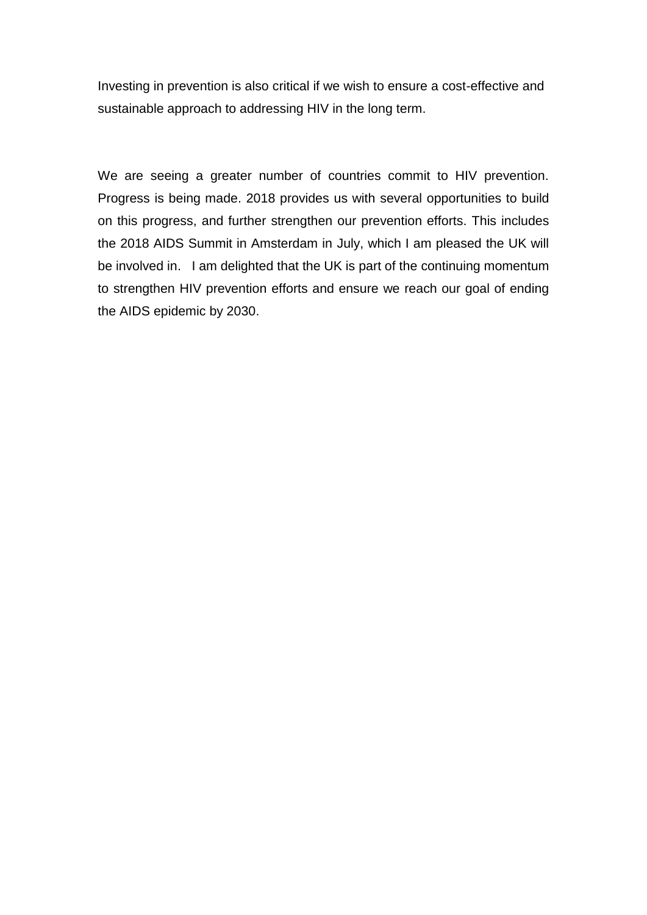Investing in prevention is also critical if we wish to ensure a cost-effective and sustainable approach to addressing HIV in the long term.

We are seeing a greater number of countries commit to HIV prevention. Progress is being made. 2018 provides us with several opportunities to build on this progress, and further strengthen our prevention efforts. This includes the 2018 AIDS Summit in Amsterdam in July, which I am pleased the UK will be involved in. I am delighted that the UK is part of the continuing momentum to strengthen HIV prevention efforts and ensure we reach our goal of ending the AIDS epidemic by 2030.